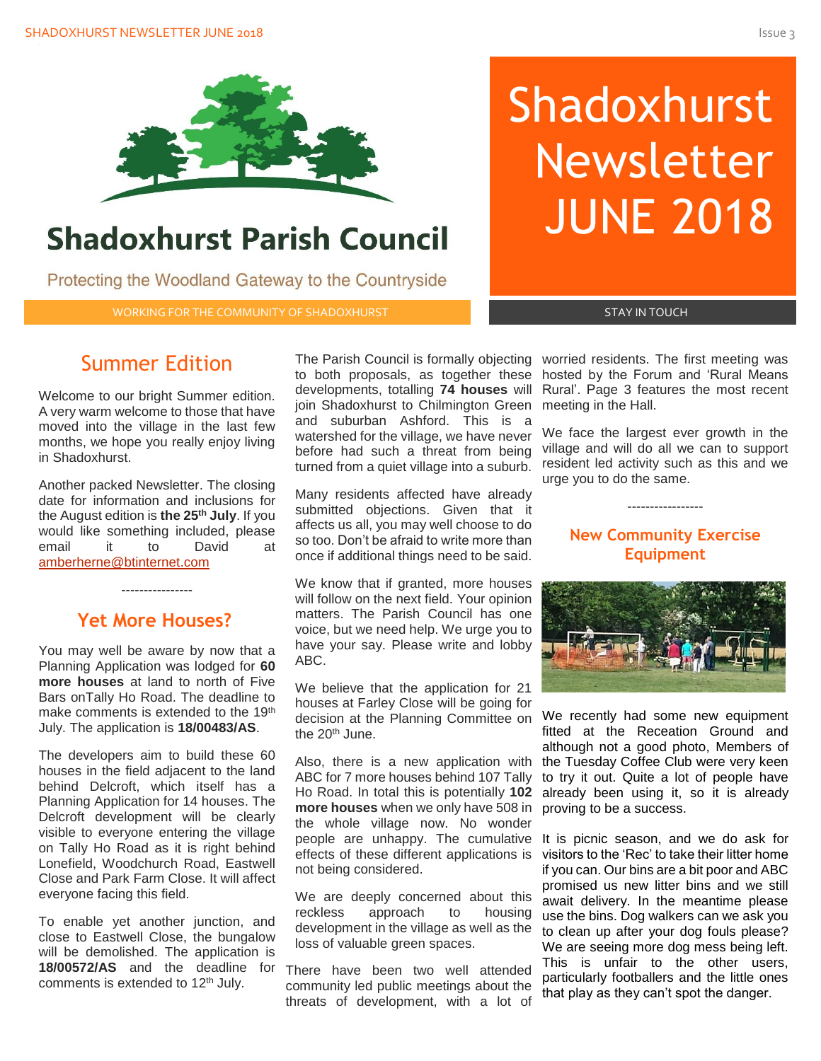# Shadoxhurst Parish Council

Protecting the Woodland Gateway to the Countryside

WORKING FOR THE COMMUNITY OF SHADOXHURST

# Shadoxhurst Newsletter JUNE 2018

STAY IN TOUCH

## Summer Edition

Welcome to our bright Summer edition. A very warm welcome to those that have moved into the village in the last few months, we hope you really enjoy living in Shadoxhurst.

Another packed Newsletter. The closing date for information and inclusions for the August edition is **the 25th July**. If you would like something included, please email it to David at amberherne@btinternet.com

----------------

## Yet More Houses?

You may well be aware by now that a Planning Application was lodged for **60 more houses** at land to north of Five Bars onTally Ho Road. The deadline to make comments is extended to the 19th July. The application is **18/00483/AS**.

The developers aim to build these 60 houses in the field adjacent to the land behind Delcroft, which itself has a Planning Application for 14 houses. The Delcroft development will be clearly visible to everyone entering the village on Tally Ho Road as it is right behind Lonefield, Woodchurch Road, Eastwell Close and Park Farm Close. It will affect everyone facing this field.

To enable yet another junction, and close to Eastwell Close, the bungalow will be demolished. The application is **18/00572/AS** and the deadline for comments is extended to 12th July.

The Parish Council is formally objecting to both proposals, as together these developments, totalling **74 houses** will join Shadoxhurst to Chilmington Green and suburban Ashford. This is a watershed for the village, we have never before had such a threat from being turned from a quiet village into a suburb.

Many residents affected have already submitted objections. Given that it affects us all, you may well choose to do so too. Don't be afraid to write more than once if additional things need to be said.

We know that if granted, more houses will follow on the next field. Your opinion matters. The Parish Council has one voice, but we need help. We urge you to have your say. Please write and lobby ABC.

We believe that the application for 21 houses at Farley Close will be going for decision at the Planning Committee on the 20th June.

Also, there is a new application with ABC for 7 more houses behind 107 Tally Ho Road. In total this is potentially **102 more houses** when we only have 508 in the whole village now. No wonder people are unhappy. The cumulative effects of these different applications is not being considered.

We are deeply concerned about this reckless approach to housing development in the village as well as the loss of valuable green spaces.

There have been two well attended community led public meetings about the threats of development, with a lot of worried residents. The first meeting was hosted by the Forum and 'Rural Means Rural'. Page 3 features the most recent meeting in the Hall.

We face the largest ever growth in the village and will do all we can to support resident led activity such as this and we urge you to do the same.

-----------------

## New Community Exercise Equipment

We recently had some new equipment fitted at the Receation Ground and although not a good photo, Members of the Tuesday Coffee Club were very keen to try it out. Quite a lot of people have already been using it, so it is already proving to be a success.

It is picnic season, and we do ask for visitors to the 'Rec' to take their litter home if you can. Our bins are a bit poor and ABC promised us new litter bins and we still await delivery. In the meantime please use the bins. Dog walkers can we ask you to clean up after your dog fouls please? We are seeing more dog mess being left. This is unfair to the other users, particularly footballers and the little ones that play as they can't spot the danger.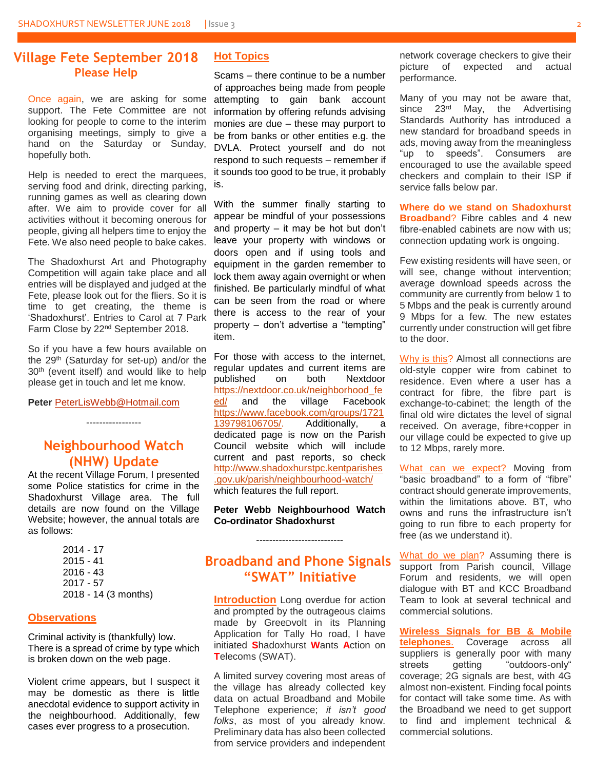## Village Fete September 2018
### Please Help

Once again, we are asking for some support. The Fete Committee are not looking for people to come to the interim organising meetings, simply to give a hand on the Saturday or Sunday, hopefully both.

Help is needed to erect the marquees, serving food and drink, directing parking, running games as well as clearing down after. We aim to provide cover for all activities without it becoming onerous for people, giving all helpers time to enjoy the Fete. We also need people to bake cakes.

The Shadoxhurst Art and Photography Competition will again take place and all entries will be displayed and judged at the Fete, please look out for the fliers. So it is time to get creating, the theme is 'Shadoxhurst'. Entries to Carol at 7 Park Farm Close by 22nd September 2018.

So if you have a few hours available on the 29th (Saturday for set-up) and/or the 30th (event itself) and would like to help please get in touch and let me know.

**Peter** PeterLisWebb@Hotmail.com

-----------------

## Neighbourhood Watch (NHW) Update

At the recent Village Forum, I presented some Police statistics for crime in the Shadoxhurst Village area. The full details are now found on the Village Website; however, the annual totals are as follows:

2014 - 17
2015 - 41
2016 - 43
2017 - 57
2018 - 14 (3 months)

**Observations**

Criminal activity is (thankfully) low.
There is a spread of crime by type which is broken down on the web page.

Violent crime appears, but I suspect it may be domestic as there is little anecdotal evidence to support activity in the neighbourhood. Additionally, few cases ever progress to a prosecution.

**Hot Topics**

Scams – there continue to be a number of approaches being made from people attempting to gain bank account information by offering refunds advising monies are due – these may purport to be from banks or other entities e.g. the DVLA. Protect yourself and do not respond to such requests – remember if it sounds too good to be true, it probably is.

With the summer finally starting to appear be mindful of your possessions and property – it may be hot but don't leave your property with windows or doors open and if using tools and equipment in the garden remember to lock them away again overnight or when finished. Be particularly mindful of what can be seen from the road or where there is access to the rear of your property – don't advertise a "tempting" item.

For those with access to the internet, regular updates and current items are published on both Nextdoor https://nextdoor.co.uk/neighborhood_feed/ and the village Facebook https://www.facebook.com/groups/1721139798106705/. Additionally, a dedicated page is now on the Parish Council website which will include current and past reports, so check http://www.shadoxhurstpc.kentparishes.gov.uk/parish/neighbourhood-watch/ which features the full report.

**Peter Webb Neighbourhood Watch Co-ordinator Shadoxhurst**

---------------------------

## Broadband and Phone Signals "SWAT" Initiative

**Introduction** Long overdue for action and prompted by the outrageous claims made by GreenVolt in its Planning Application for Tally Ho road, I have initiated **S**hadoxhurst **W**ants **A**ction on **T**elecoms (SWAT).

A limited survey covering most areas of the village has already collected key data on actual Broadband and Mobile Telephone experience; *it isn't good folks*, as most of you already know. Preliminary data has also been collected from service providers and independent network coverage checkers to give their picture of expected and actual performance.

Many of you may not be aware that, since 23rd May, the Advertising Standards Authority has introduced a new standard for broadband speeds in ads, moving away from the meaningless "up to speeds". Consumers are encouraged to use the available speed checkers and complain to their ISP if service falls below par.

**Where do we stand on Shadoxhurst Broadband**? Fibre cables and 4 new fibre-enabled cabinets are now with us; connection updating work is ongoing.

Few existing residents will have seen, or will see, change without intervention; average download speeds across the community are currently from below 1 to 5 Mbps and the peak is currently around 9 Mbps for a few. The new estates currently under construction will get fibre to the door.

Why is this? Almost all connections are old-style copper wire from cabinet to residence. Even where a user has a contract for fibre, the fibre part is exchange-to-cabinet; the length of the final old wire dictates the level of signal received. On average, fibre+copper in our village could be expected to give up to 12 Mbps, rarely more.

What can we expect? Moving from "basic broadband" to a form of "fibre" contract should generate improvements, within the limitations above. BT, who owns and runs the infrastructure isn't going to run fibre to each property for free (as we understand it).

What do we plan? Assuming there is support from Parish council, Village Forum and residents, we will open dialogue with BT and KCC Broadband Team to look at several technical and commercial solutions.

**Wireless Signals for BB & Mobile telephones**. Coverage across all suppliers is generally poor with many streets getting "outdoors-only" coverage; 2G signals are best, with 4G almost non-existent. Finding focal points for contact will take some time. As with the Broadband we need to get support to find and implement technical & commercial solutions.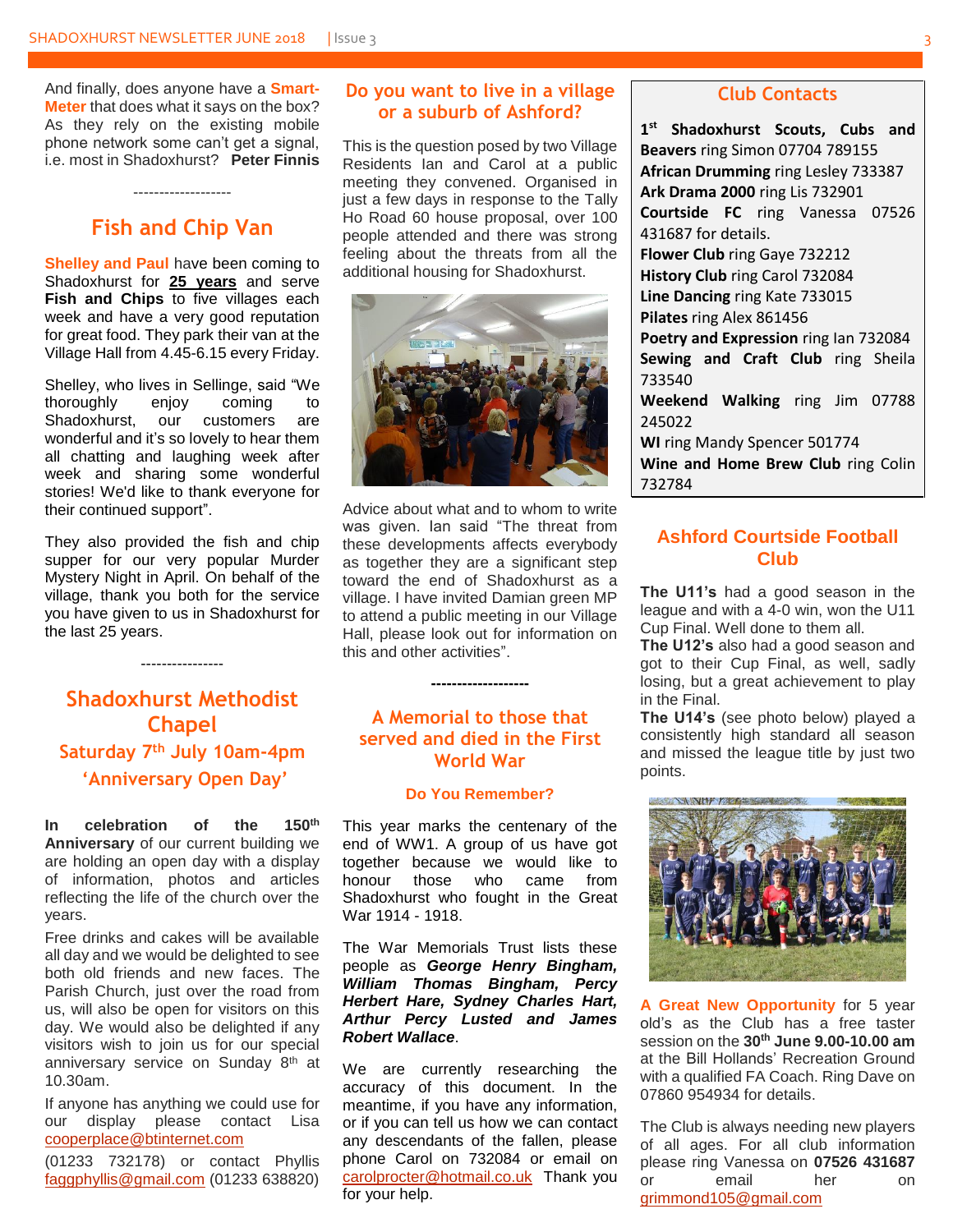And finally, does anyone have a **Smart-Meter** that does what it says on the box? As they rely on the existing mobile phone network some can't get a signal, i.e. most in Shadoxhurst? **Peter Finnis**

-------------------

## Fish and Chip Van

**Shelley and Paul** have been coming to Shadoxhurst for **25 years** and serve **Fish and Chips** to five villages each week and have a very good reputation for great food. They park their van at the Village Hall from 4.45-6.15 every Friday.

Shelley, who lives in Sellinge, said "We thoroughly enjoy coming to Shadoxhurst, our customers are wonderful and it's so lovely to hear them all chatting and laughing week after week and sharing some wonderful stories! We'd like to thank everyone for their continued support".

They also provided the fish and chip supper for our very popular Murder Mystery Night in April. On behalf of the village, thank you both for the service you have given to us in Shadoxhurst for the last 25 years.

----------------

## Shadoxhurst Methodist Chapel

### Saturday 7th July 10am-4pm

### 'Anniversary Open Day'

**In celebration of the 150th Anniversary** of our current building we are holding an open day with a display of information, photos and articles reflecting the life of the church over the years.

Free drinks and cakes will be available all day and we would be delighted to see both old friends and new faces. The Parish Church, just over the road from us, will also be open for visitors on this day. We would also be delighted if any visitors wish to join us for our special anniversary service on Sunday 8th at 10.30am.

If anyone has anything we could use for our display please contact Lisa cooperplace@btinternet.com

(01233 732178) or contact Phyllis faggphyllis@gmail.com (01233 638820)

## Do you want to live in a village or a suburb of Ashford?

This is the question posed by two Village Residents Ian and Carol at a public meeting they convened. Organised in just a few days in response to the Tally Ho Road 60 house proposal, over 100 people attended and there was strong feeling about the threats from all the additional housing for Shadoxhurst.

Advice about what and to whom to write was given. Ian said "The threat from these developments affects everybody as together they are a significant step toward the end of Shadoxhurst as a village. I have invited Damian green MP to attend a public meeting in our Village Hall, please look out for information on this and other activities".

-------------------

## A Memorial to those that served and died in the First World War

### Do You Remember?

This year marks the centenary of the end of WW1. A group of us have got together because we would like to honour those who came from Shadoxhurst who fought in the Great War 1914 - 1918.

The War Memorials Trust lists these people as ***George Henry Bingham, William Thomas Bingham, Percy Herbert Hare, Sydney Charles Hart, Arthur Percy Lusted and James Robert Wallace***.

We are currently researching the accuracy of this document. In the meantime, if you have any information, or if you can tell us how we can contact any descendants of the fallen, please phone Carol on 732084 or email on carolprocter@hotmail.co.uk Thank you for your help.

## Club Contacts

**1st Shadoxhurst Scouts, Cubs and Beavers** ring Simon 07704 789155
**African Drumming** ring Lesley 733387
**Ark Drama 2000** ring Lis 732901
**Courtside FC** ring Vanessa 07526 431687 for details.
**Flower Club** ring Gaye 732212
**History Club** ring Carol 732084
**Line Dancing** ring Kate 733015
**Pilates** ring Alex 861456
**Poetry and Expression** ring Ian 732084
**Sewing and Craft Club** ring Sheila 733540
**Weekend Walking** ring Jim 07788 245022
**WI** ring Mandy Spencer 501774
**Wine and Home Brew Club** ring Colin 732784

## Ashford Courtside Football Club

**The U11's** had a good season in the league and with a 4-0 win, won the U11 Cup Final. Well done to them all.
**The U12's** also had a good season and got to their Cup Final, as well, sadly losing, but a great achievement to play in the Final.
**The U14's** (see photo below) played a consistently high standard all season and missed the league title by just two points.

**A Great New Opportunity** for 5 year old's as the Club has a free taster session on the **30th June 9.00-10.00 am** at the Bill Hollands' Recreation Ground with a qualified FA Coach. Ring Dave on 07860 954934 for details.

The Club is always needing new players of all ages. For all club information please ring Vanessa on **07526 431687** or email her on grimmond105@gmail.com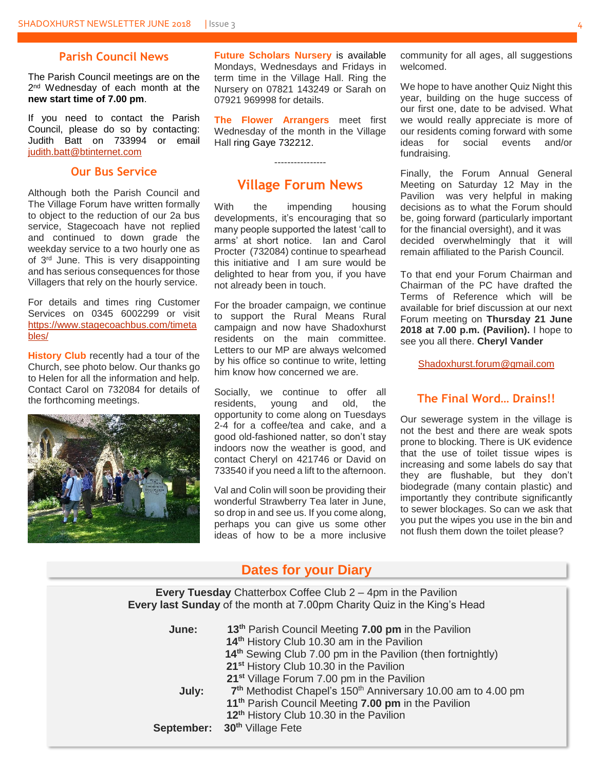## Parish Council News

The Parish Council meetings are on the 2nd Wednesday of each month at the **new start time of 7.00 pm**.

If you need to contact the Parish Council, please do so by contacting: Judith Batt on 733994 or email judith.batt@btinternet.com

## Our Bus Service

Although both the Parish Council and The Village Forum have written formally to object to the reduction of our 2a bus service, Stagecoach have not replied and continued to down grade the weekday service to a two hourly one as of 3rd June. This is very disappointing and has serious consequences for those Villagers that rely on the hourly service.

For details and times ring Customer Services on 0345 6002299 or visit https://www.stagecoachbus.com/timetables/

**History Club** recently had a tour of the Church, see photo below. Our thanks go to Helen for all the information and help. Contact Carol on 732084 for details of the forthcoming meetings.

**Future Scholars Nursery** is available Mondays, Wednesdays and Fridays in term time in the Village Hall. Ring the Nursery on 07821 143249 or Sarah on 07921 969998 for details.

**The Flower Arrangers** meet first Wednesday of the month in the Village Hall ring Gaye 732212.

----------------

## Village Forum News

With the impending housing developments, it's encouraging that so many people supported the latest 'call to arms' at short notice. Ian and Carol Procter (732084) continue to spearhead this initiative and I am sure would be delighted to hear from you, if you have not already been in touch.

For the broader campaign, we continue to support the Rural Means Rural campaign and now have Shadoxhurst residents on the main committee. Letters to our MP are always welcomed by his office so continue to write, letting him know how concerned we are.

Socially, we continue to offer all residents, young and old, the opportunity to come along on Tuesdays 2-4 for a coffee/tea and cake, and a good old-fashioned natter, so don't stay indoors now the weather is good, and contact Cheryl on 421746 or David on 733540 if you need a lift to the afternoon.

Val and Colin will soon be providing their wonderful Strawberry Tea later in June, so drop in and see us. If you come along, perhaps you can give us some other ideas of how to be a more inclusive community for all ages, all suggestions welcomed.

We hope to have another Quiz Night this year, building on the huge success of our first one, date to be advised. What we would really appreciate is more of our residents coming forward with some ideas for social events and/or fundraising.

Finally, the Forum Annual General Meeting on Saturday 12 May in the Pavilion was very helpful in making decisions as to what the Forum should be, going forward (particularly important for the financial oversight), and it was decided overwhelmingly that it will remain affiliated to the Parish Council.

To that end your Forum Chairman and Chairman of the PC have drafted the Terms of Reference which will be available for brief discussion at our next Forum meeting on **Thursday 21 June 2018 at 7.00 p.m. (Pavilion).** I hope to see you all there. **Cheryl Vander**

Shadoxhurst.forum@gmail.com

## The Final Word… Drains!!

Our sewerage system in the village is not the best and there are weak spots prone to blocking. There is UK evidence that the use of toilet tissue wipes is increasing and some labels do say that they are flushable, but they don't biodegrade (many contain plastic) and importantly they contribute significantly to sewer blockages. So can we ask that you put the wipes you use in the bin and not flush them down the toilet please?

## Dates for your Diary

**Every Tuesday** Chatterbox Coffee Club 2 – 4pm in the Pavilion
**Every last Sunday** of the month at 7.00pm Charity Quiz in the King's Head

**June:**
- **13th** Parish Council Meeting **7.00 pm** in the Pavilion
- **14th** History Club 10.30 am in the Pavilion
- **14th** Sewing Club 7.00 pm in the Pavilion (then fortnightly)
- **21st** History Club 10.30 in the Pavilion
- **21st** Village Forum 7.00 pm in the Pavilion

**July:**
- **7th** Methodist Chapel's 150th Anniversary 10.00 am to 4.00 pm
- **11th** Parish Council Meeting **7.00 pm** in the Pavilion
- **12th** History Club 10.30 in the Pavilion

**September:**
- **30th** Village Fete